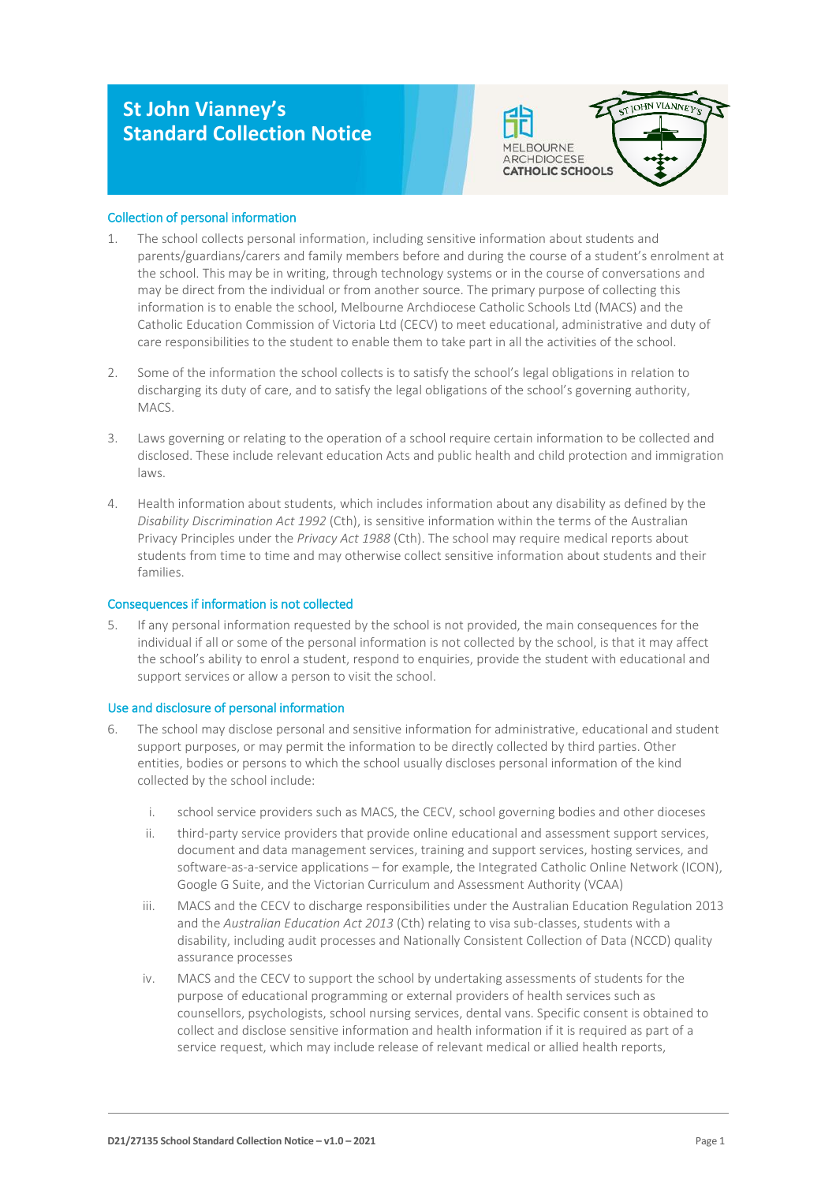# St John Vianney's Standard Collection Notice

## Collection of personal information

1. The school collects personal information, including sensitive information about students and parents/guardians/carers and family members before and during the course of a student's enrolment at the school. This may be in writing, through technology systems or in the course of conversations and may be direct from the individual or from another source. The primary purpose of collecting this information is to enable the school, Melbourne Archdiocese Catholic Schools Ltd (MACS) and the Catholic Education Commission of Victoria Ltd (CECV) to meet educational, administrative and duty of care responsibilities to the student to enable them to take part in all the activities of the school.

2. Some of the information the school collects is to satisfy the school's legal obligations in relation to discharging its duty of care, and to satisfy the legal obligations of the school's governing authority, MACS.

3. Laws governing or relating to the operation of a school require certain information to be collected and disclosed. These include relevant education Acts and public health and child protection and immigration laws.

4. Health information about students, which includes information about any disability as defined by the *Disability Discrimination Act 1992* (Cth), is sensitive information within the terms of the Australian Privacy Principles under the *Privacy Act 1988* (Cth). The school may require medical reports about students from time to time and may otherwise collect sensitive information about students and their families.

## Consequences if information is not collected

5. If any personal information requested by the school is not provided, the main consequences for the individual if all or some of the personal information is not collected by the school, is that it may affect the school's ability to enrol a student, respond to enquiries, provide the student with educational and support services or allow a person to visit the school.

## Use and disclosure of personal information

6. The school may disclose personal and sensitive information for administrative, educational and student support purposes, or may permit the information to be directly collected by third parties. Other entities, bodies or persons to which the school usually discloses personal information of the kind collected by the school include:

   i. school service providers such as MACS, the CECV, school governing bodies and other dioceses

   ii. third-party service providers that provide online educational and assessment support services, document and data management services, training and support services, hosting services, and software-as-a-service applications – for example, the Integrated Catholic Online Network (ICON), Google G Suite, and the Victorian Curriculum and Assessment Authority (VCAA)

   iii. MACS and the CECV to discharge responsibilities under the Australian Education Regulation 2013 and the *Australian Education Act 2013* (Cth) relating to visa sub-classes, students with a disability, including audit processes and Nationally Consistent Collection of Data (NCCD) quality assurance processes

   iv. MACS and the CECV to support the school by undertaking assessments of students for the purpose of educational programming or external providers of health services such as counsellors, psychologists, school nursing services, dental vans. Specific consent is obtained to collect and disclose sensitive information and health information if it is required as part of a service request, which may include release of relevant medical or allied health reports,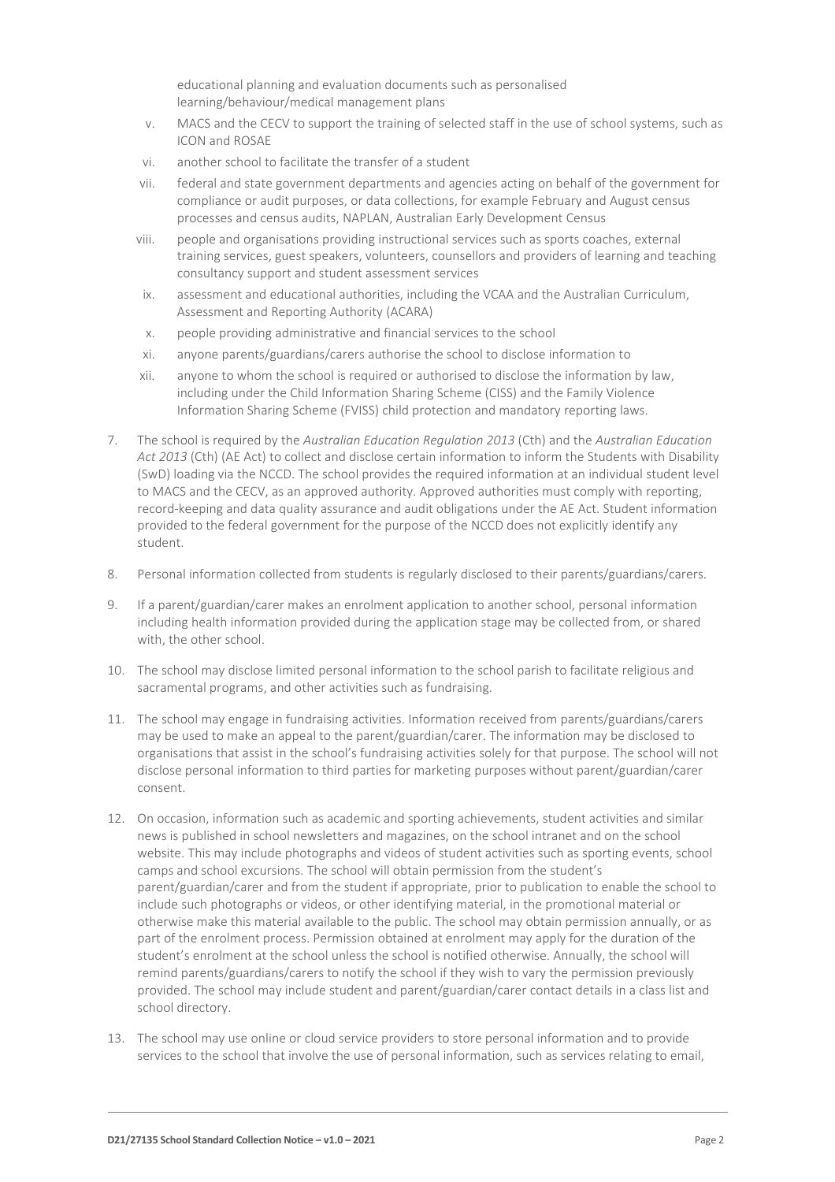educational planning and evaluation documents such as personalised learning/behaviour/medical management plans

v. MACS and the CECV to support the training of selected staff in the use of school systems, such as ICON and ROSAE

vi. another school to facilitate the transfer of a student

vii. federal and state government departments and agencies acting on behalf of the government for compliance or audit purposes, or data collections, for example February and August census processes and census audits, NAPLAN, Australian Early Development Census

viii. people and organisations providing instructional services such as sports coaches, external training services, guest speakers, volunteers, counsellors and providers of learning and teaching consultancy support and student assessment services

ix. assessment and educational authorities, including the VCAA and the Australian Curriculum, Assessment and Reporting Authority (ACARA)

x. people providing administrative and financial services to the school

xi. anyone parents/guardians/carers authorise the school to disclose information to

xii. anyone to whom the school is required or authorised to disclose the information by law, including under the Child Information Sharing Scheme (CISS) and the Family Violence Information Sharing Scheme (FVISS) child protection and mandatory reporting laws.

7. The school is required by the *Australian Education Regulation 2013* (Cth) and the *Australian Education Act 2013* (Cth) (AE Act) to collect and disclose certain information to inform the Students with Disability (SwD) loading via the NCCD. The school provides the required information at an individual student level to MACS and the CECV, as an approved authority. Approved authorities must comply with reporting, record-keeping and data quality assurance and audit obligations under the AE Act. Student information provided to the federal government for the purpose of the NCCD does not explicitly identify any student.

8. Personal information collected from students is regularly disclosed to their parents/guardians/carers.

9. If a parent/guardian/carer makes an enrolment application to another school, personal information including health information provided during the application stage may be collected from, or shared with, the other school.

10. The school may disclose limited personal information to the school parish to facilitate religious and sacramental programs, and other activities such as fundraising.

11. The school may engage in fundraising activities. Information received from parents/guardians/carers may be used to make an appeal to the parent/guardian/carer. The information may be disclosed to organisations that assist in the school's fundraising activities solely for that purpose. The school will not disclose personal information to third parties for marketing purposes without parent/guardian/carer consent.

12. On occasion, information such as academic and sporting achievements, student activities and similar news is published in school newsletters and magazines, on the school intranet and on the school website. This may include photographs and videos of student activities such as sporting events, school camps and school excursions. The school will obtain permission from the student's parent/guardian/carer and from the student if appropriate, prior to publication to enable the school to include such photographs or videos, or other identifying material, in the promotional material or otherwise make this material available to the public. The school may obtain permission annually, or as part of the enrolment process. Permission obtained at enrolment may apply for the duration of the student's enrolment at the school unless the school is notified otherwise. Annually, the school will remind parents/guardians/carers to notify the school if they wish to vary the permission previously provided. The school may include student and parent/guardian/carer contact details in a class list and school directory.

13. The school may use online or cloud service providers to store personal information and to provide services to the school that involve the use of personal information, such as services relating to email,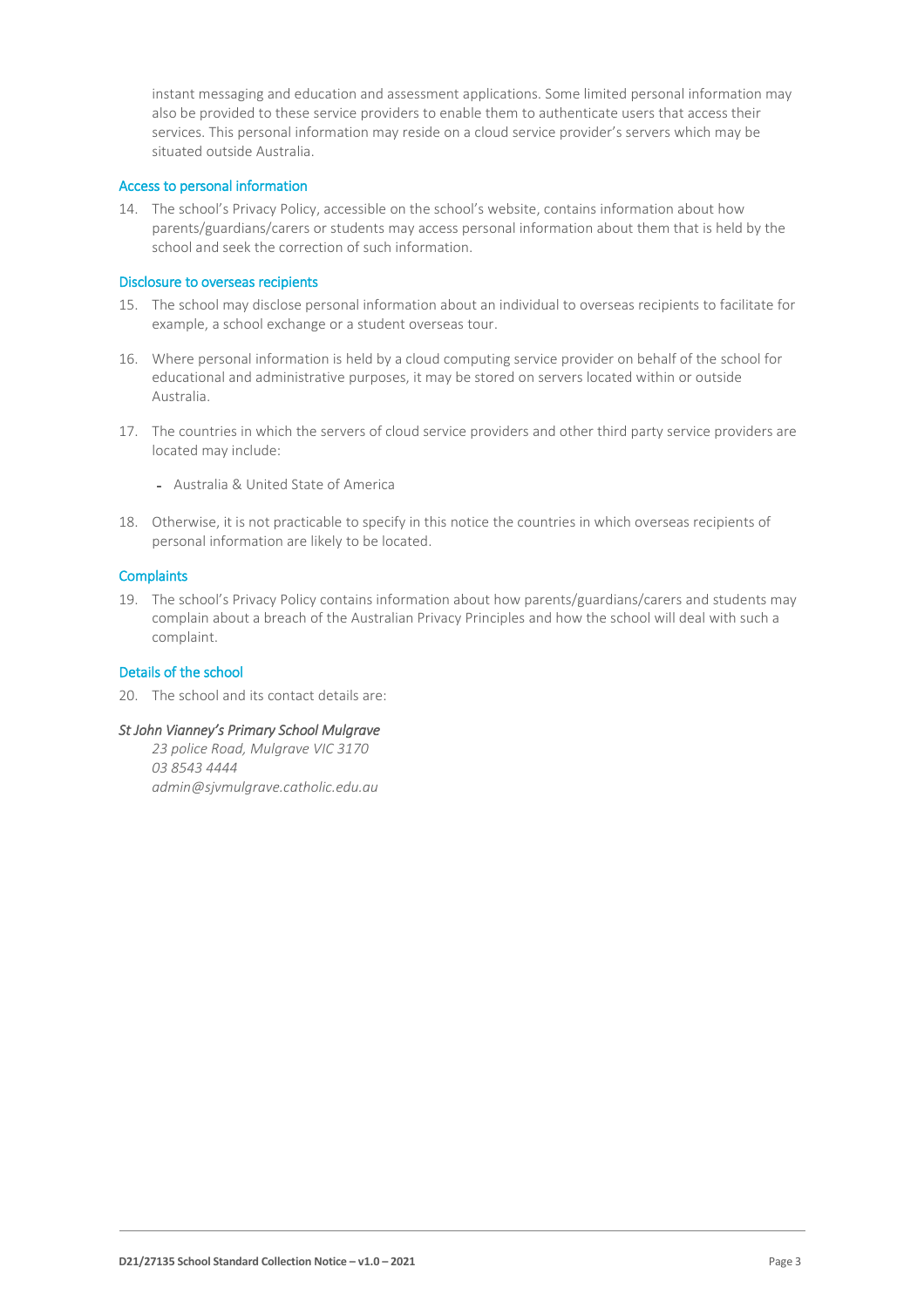instant messaging and education and assessment applications. Some limited personal information may also be provided to these service providers to enable them to authenticate users that access their services. This personal information may reside on a cloud service provider's servers which may be situated outside Australia.

### Access to personal information

14. The school's Privacy Policy, accessible on the school's website, contains information about how parents/guardians/carers or students may access personal information about them that is held by the school and seek the correction of such information.

### Disclosure to overseas recipients

15. The school may disclose personal information about an individual to overseas recipients to facilitate for example, a school exchange or a student overseas tour.
16. Where personal information is held by a cloud computing service provider on behalf of the school for educational and administrative purposes, it may be stored on servers located within or outside Australia.
17. The countries in which the servers of cloud service providers and other third party service providers are located may include:
    - Australia & United State of America
18. Otherwise, it is not practicable to specify in this notice the countries in which overseas recipients of personal information are likely to be located.

### Complaints

19. The school's Privacy Policy contains information about how parents/guardians/carers and students may complain about a breach of the Australian Privacy Principles and how the school will deal with such a complaint.

### Details of the school

20. The school and its contact details are:

*St John Vianney's Primary School Mulgrave*
*23 police Road, Mulgrave VIC 3170*
*03 8543 4444*
*admin@sjvmulgrave.catholic.edu.au*